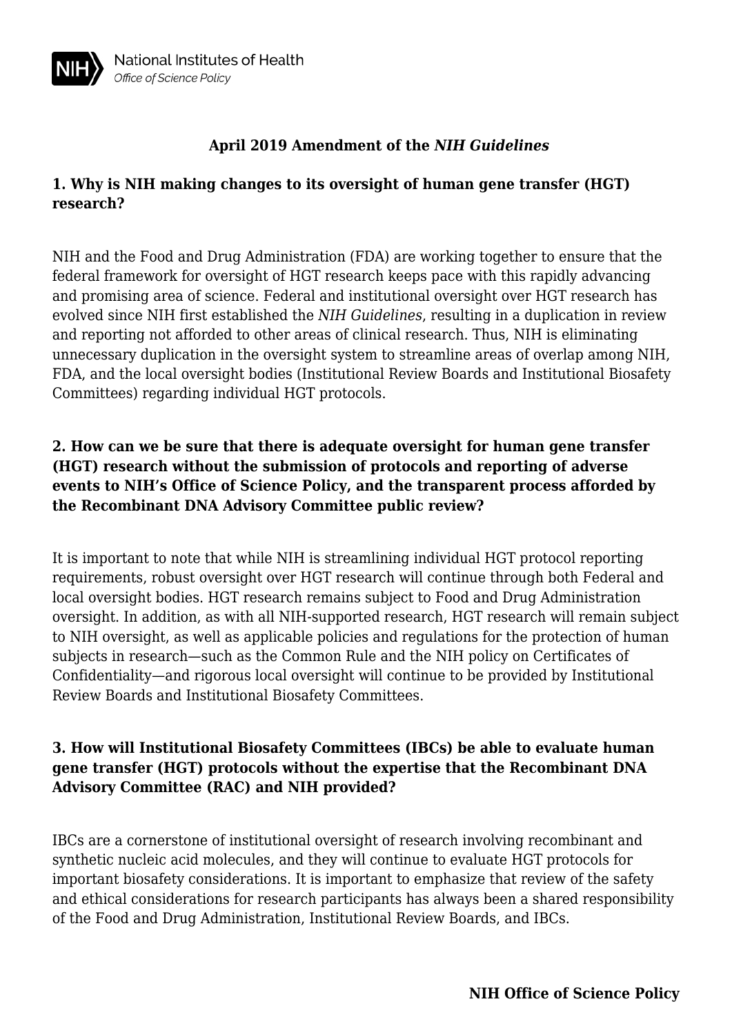# April 2019 Amendment of the *NIH Guidelines*

## 1. Why is NIH making changes to its oversight of human gene transfer (HGT) research?

NIH and the Food and Drug Administration (FDA) are working together to ensure that the federal framework for oversight of HGT research keeps pace with this rapidly advancing and promising area of science. Federal and institutional oversight over HGT research has evolved since NIH first established the *NIH Guidelines*, resulting in a duplication in review and reporting not afforded to other areas of clinical research. Thus, NIH is eliminating unnecessary duplication in the oversight system to streamline areas of overlap among NIH, FDA, and the local oversight bodies (Institutional Review Boards and Institutional Biosafety Committees) regarding individual HGT protocols.

## 2. How can we be sure that there is adequate oversight for human gene transfer (HGT) research without the submission of protocols and reporting of adverse events to NIH's Office of Science Policy, and the transparent process afforded by the Recombinant DNA Advisory Committee public review?

It is important to note that while NIH is streamlining individual HGT protocol reporting requirements, robust oversight over HGT research will continue through both Federal and local oversight bodies. HGT research remains subject to Food and Drug Administration oversight. In addition, as with all NIH-supported research, HGT research will remain subject to NIH oversight, as well as applicable policies and regulations for the protection of human subjects in research—such as the Common Rule and the NIH policy on Certificates of Confidentiality—and rigorous local oversight will continue to be provided by Institutional Review Boards and Institutional Biosafety Committees.

## 3. How will Institutional Biosafety Committees (IBCs) be able to evaluate human gene transfer (HGT) protocols without the expertise that the Recombinant DNA Advisory Committee (RAC) and NIH provided?

IBCs are a cornerstone of institutional oversight of research involving recombinant and synthetic nucleic acid molecules, and they will continue to evaluate HGT protocols for important biosafety considerations. It is important to emphasize that review of the safety and ethical considerations for research participants has always been a shared responsibility of the Food and Drug Administration, Institutional Review Boards, and IBCs.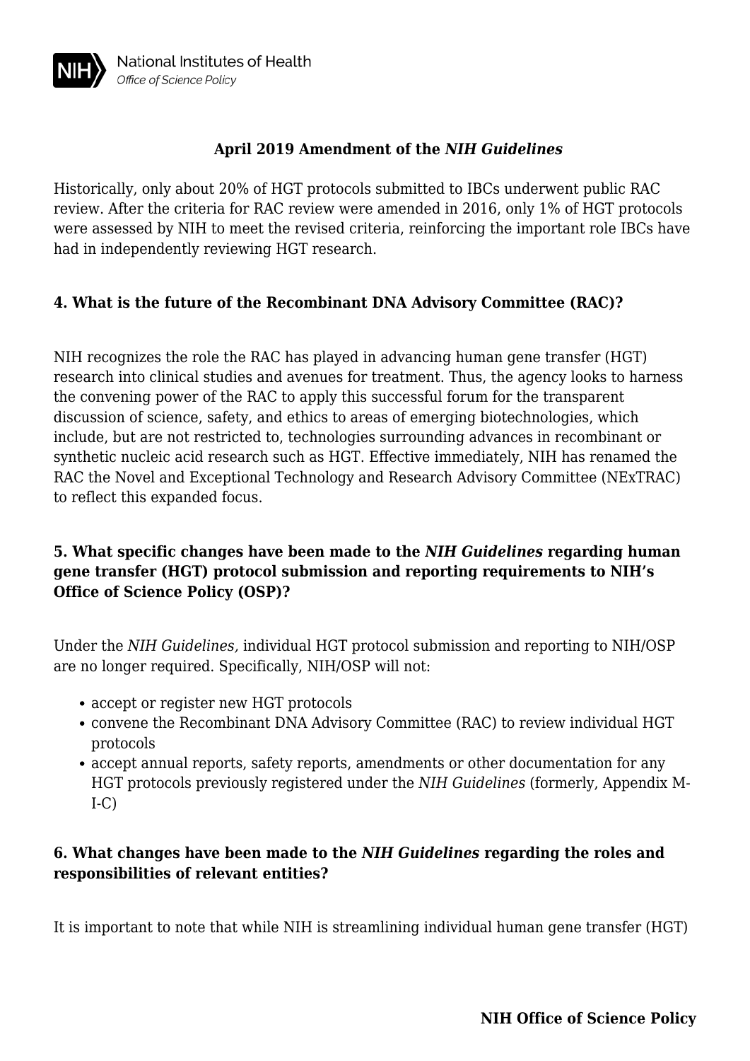**April 2019 Amendment of the *NIH Guidelines***

Historically, only about 20% of HGT protocols submitted to IBCs underwent public RAC review. After the criteria for RAC review were amended in 2016, only 1% of HGT protocols were assessed by NIH to meet the revised criteria, reinforcing the important role IBCs have had in independently reviewing HGT research.

### 4. What is the future of the Recombinant DNA Advisory Committee (RAC)?

NIH recognizes the role the RAC has played in advancing human gene transfer (HGT) research into clinical studies and avenues for treatment. Thus, the agency looks to harness the convening power of the RAC to apply this successful forum for the transparent discussion of science, safety, and ethics to areas of emerging biotechnologies, which include, but are not restricted to, technologies surrounding advances in recombinant or synthetic nucleic acid research such as HGT. Effective immediately, NIH has renamed the RAC the Novel and Exceptional Technology and Research Advisory Committee (NExTRAC) to reflect this expanded focus.

### 5. What specific changes have been made to the *NIH Guidelines* regarding human gene transfer (HGT) protocol submission and reporting requirements to NIH's Office of Science Policy (OSP)?

Under the *NIH Guidelines,* individual HGT protocol submission and reporting to NIH/OSP are no longer required. Specifically, NIH/OSP will not:

- accept or register new HGT protocols
- convene the Recombinant DNA Advisory Committee (RAC) to review individual HGT protocols
- accept annual reports, safety reports, amendments or other documentation for any HGT protocols previously registered under the *NIH Guidelines* (formerly, Appendix M-I-C)

### 6. What changes have been made to the *NIH Guidelines* regarding the roles and responsibilities of relevant entities?

It is important to note that while NIH is streamlining individual human gene transfer (HGT)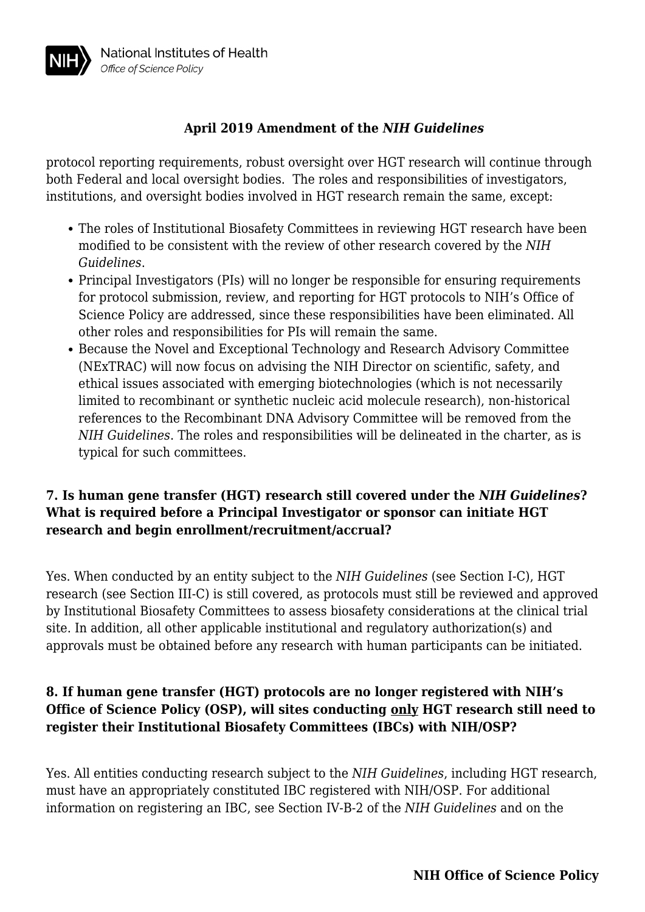protocol reporting requirements, robust oversight over HGT research will continue through both Federal and local oversight bodies. The roles and responsibilities of investigators, institutions, and oversight bodies involved in HGT research remain the same, except:

- The roles of Institutional Biosafety Committees in reviewing HGT research have been modified to be consistent with the review of other research covered by the *NIH Guidelines*.
- Principal Investigators (PIs) will no longer be responsible for ensuring requirements for protocol submission, review, and reporting for HGT protocols to NIH's Office of Science Policy are addressed, since these responsibilities have been eliminated. All other roles and responsibilities for PIs will remain the same.
- Because the Novel and Exceptional Technology and Research Advisory Committee (NExTRAC) will now focus on advising the NIH Director on scientific, safety, and ethical issues associated with emerging biotechnologies (which is not necessarily limited to recombinant or synthetic nucleic acid molecule research), non-historical references to the Recombinant DNA Advisory Committee will be removed from the *NIH Guidelines*. The roles and responsibilities will be delineated in the charter, as is typical for such committees.

### 7. Is human gene transfer (HGT) research still covered under the *NIH Guidelines*? What is required before a Principal Investigator or sponsor can initiate HGT research and begin enrollment/recruitment/accrual?

Yes. When conducted by an entity subject to the *NIH Guidelines* (see Section I-C), HGT research (see Section III-C) is still covered, as protocols must still be reviewed and approved by Institutional Biosafety Committees to assess biosafety considerations at the clinical trial site. In addition, all other applicable institutional and regulatory authorization(s) and approvals must be obtained before any research with human participants can be initiated.

### 8. If human gene transfer (HGT) protocols are no longer registered with NIH's Office of Science Policy (OSP), will sites conducting only HGT research still need to register their Institutional Biosafety Committees (IBCs) with NIH/OSP?

Yes. All entities conducting research subject to the *NIH Guidelines*, including HGT research, must have an appropriately constituted IBC registered with NIH/OSP. For additional information on registering an IBC, see Section IV-B-2 of the *NIH Guidelines* and on the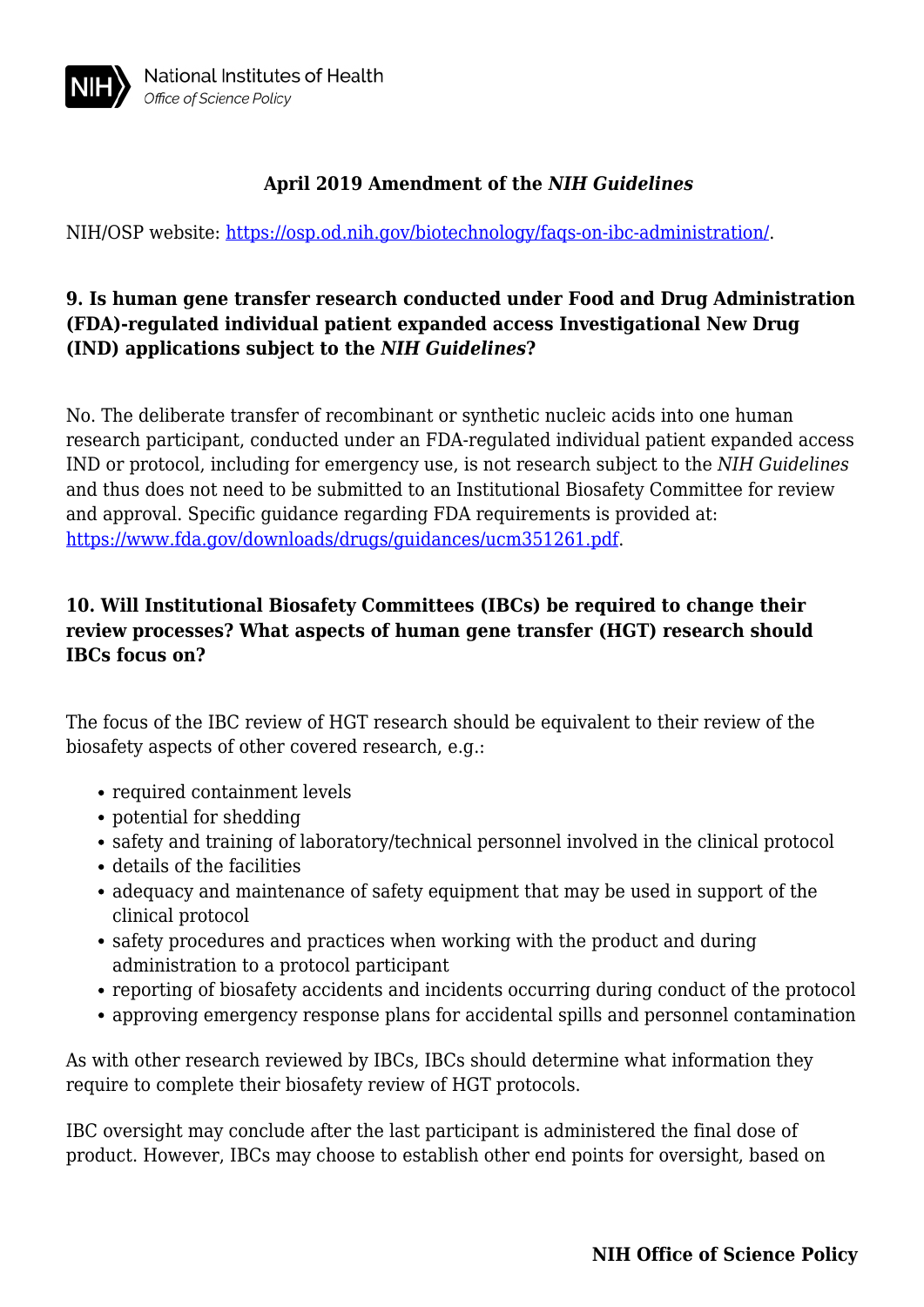### April 2019 Amendment of the *NIH Guidelines*

NIH/OSP website: [https://osp.od.nih.gov/biotechnology/faqs-on-ibc-administration/](https://osp.od.nih.gov/biotechnology/faqs-on-ibc-administration/).

**9. Is human gene transfer research conducted under Food and Drug Administration (FDA)-regulated individual patient expanded access Investigational New Drug (IND) applications subject to the *NIH Guidelines*?**

No. The deliberate transfer of recombinant or synthetic nucleic acids into one human research participant, conducted under an FDA-regulated individual patient expanded access IND or protocol, including for emergency use, is not research subject to the *NIH Guidelines* and thus does not need to be submitted to an Institutional Biosafety Committee for review and approval. Specific guidance regarding FDA requirements is provided at: [https://www.fda.gov/downloads/drugs/guidances/ucm351261.pdf](https://www.fda.gov/downloads/drugs/guidances/ucm351261.pdf).

**10. Will Institutional Biosafety Committees (IBCs) be required to change their review processes? What aspects of human gene transfer (HGT) research should IBCs focus on?**

The focus of the IBC review of HGT research should be equivalent to their review of the biosafety aspects of other covered research, e.g.:

- required containment levels
- potential for shedding
- safety and training of laboratory/technical personnel involved in the clinical protocol
- details of the facilities
- adequacy and maintenance of safety equipment that may be used in support of the clinical protocol
- safety procedures and practices when working with the product and during administration to a protocol participant
- reporting of biosafety accidents and incidents occurring during conduct of the protocol
- approving emergency response plans for accidental spills and personnel contamination

As with other research reviewed by IBCs, IBCs should determine what information they require to complete their biosafety review of HGT protocols.

IBC oversight may conclude after the last participant is administered the final dose of product. However, IBCs may choose to establish other end points for oversight, based on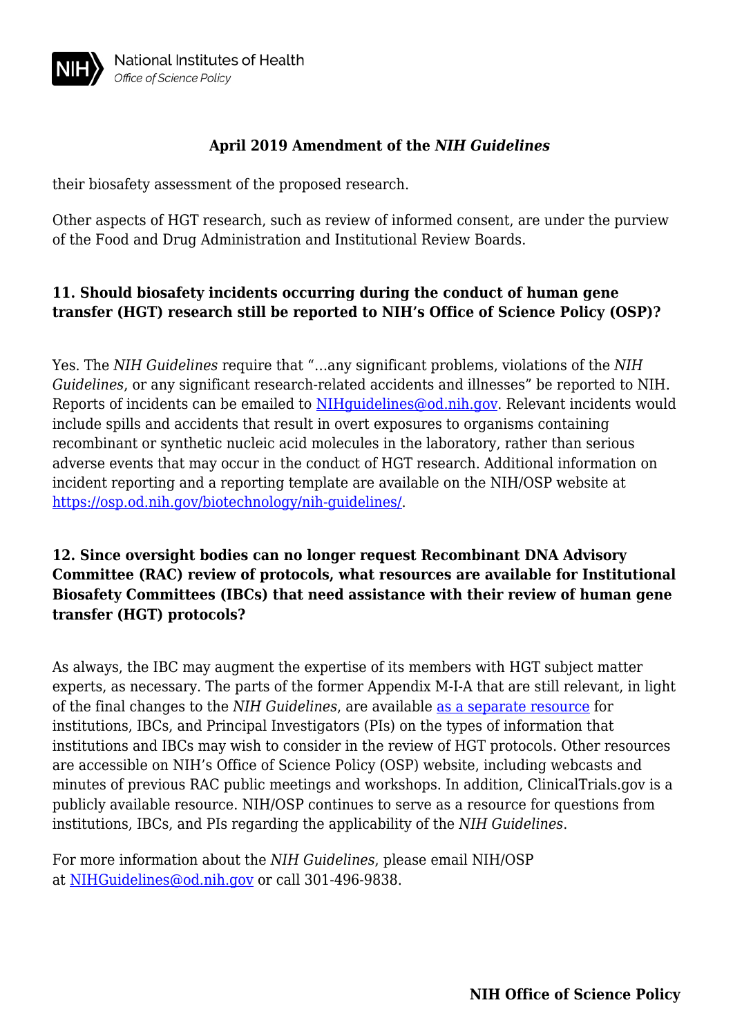their biosafety assessment of the proposed research.

Other aspects of HGT research, such as review of informed consent, are under the purview of the Food and Drug Administration and Institutional Review Boards.

**11. Should biosafety incidents occurring during the conduct of human gene transfer (HGT) research still be reported to NIH's Office of Science Policy (OSP)?**

Yes. The *NIH Guidelines* require that "…any significant problems, violations of the *NIH Guidelines*, or any significant research-related accidents and illnesses" be reported to NIH. Reports of incidents can be emailed to [NIHguidelines@od.nih.gov](mailto:NIHguidelines@od.nih.gov). Relevant incidents would include spills and accidents that result in overt exposures to organisms containing recombinant or synthetic nucleic acid molecules in the laboratory, rather than serious adverse events that may occur in the conduct of HGT research. Additional information on incident reporting and a reporting template are available on the NIH/OSP website at [https://osp.od.nih.gov/biotechnology/nih-guidelines/](https://osp.od.nih.gov/biotechnology/nih-guidelines/).

**12. Since oversight bodies can no longer request Recombinant DNA Advisory Committee (RAC) review of protocols, what resources are available for Institutional Biosafety Committees (IBCs) that need assistance with their review of human gene transfer (HGT) protocols?**

As always, the IBC may augment the expertise of its members with HGT subject matter experts, as necessary. The parts of the former Appendix M-I-A that are still relevant, in light of the final changes to the *NIH Guidelines*, are available as a separate resource for institutions, IBCs, and Principal Investigators (PIs) on the types of information that institutions and IBCs may wish to consider in the review of HGT protocols. Other resources are accessible on NIH's Office of Science Policy (OSP) website, including webcasts and minutes of previous RAC public meetings and workshops. In addition, ClinicalTrials.gov is a publicly available resource. NIH/OSP continues to serve as a resource for questions from institutions, IBCs, and PIs regarding the applicability of the *NIH Guidelines*.

For more information about the *NIH Guidelines*, please email NIH/OSP at [NIHGuidelines@od.nih.gov](mailto:NIHGuidelines@od.nih.gov) or call 301-496-9838.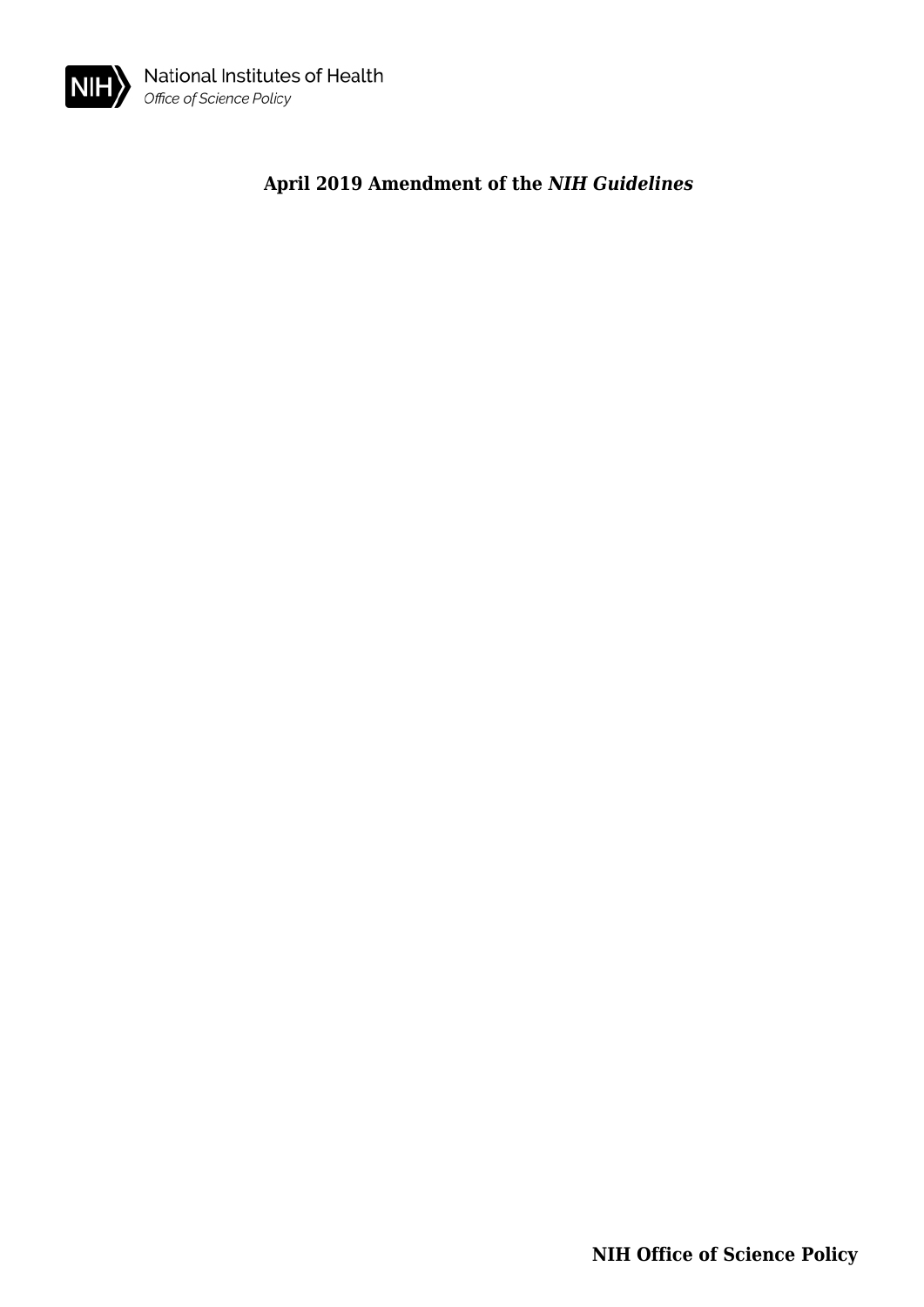National Institutes of Health
*Office of Science Policy*

**April 2019 Amendment of the *NIH Guidelines***

**NIH Office of Science Policy**